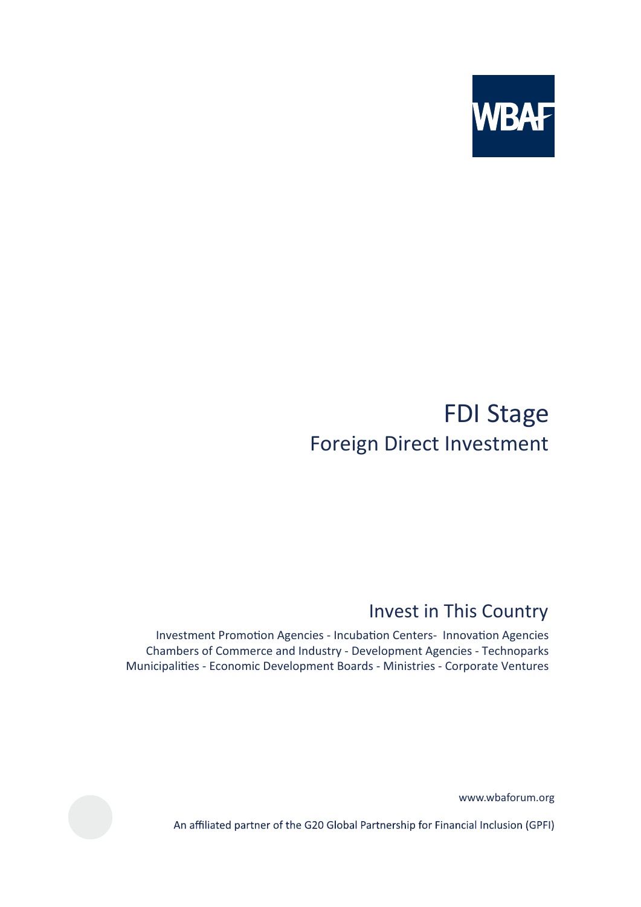WBAF

# FDI Stage

## Foreign Direct Investment

## Invest in This Country

Investment Promotion Agencies - Incubation Centers- Innovation Agencies
Chambers of Commerce and Industry - Development Agencies - Technoparks
Municipalities - Economic Development Boards - Ministries - Corporate Ventures

www.wbaforum.org

An affiliated partner of the G20 Global Partnership for Financial Inclusion (GPFI)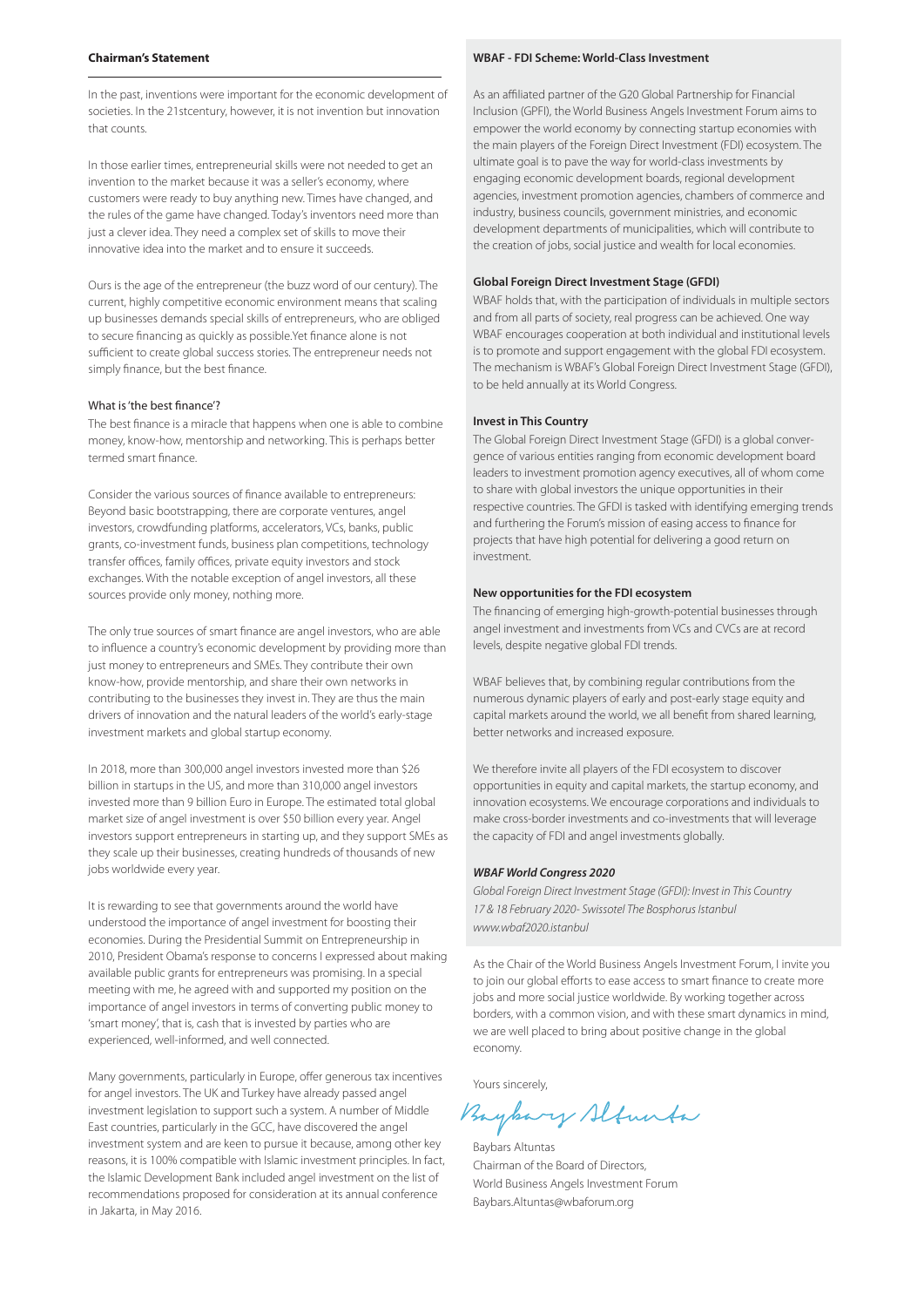## Chairman's Statement

In the past, inventions were important for the economic development of societies. In the 21stcentury, however, it is not invention but innovation that counts.

In those earlier times, entrepreneurial skills were not needed to get an invention to the market because it was a seller's economy, where customers were ready to buy anything new. Times have changed, and the rules of the game have changed. Today's inventors need more than just a clever idea. They need a complex set of skills to move their innovative idea into the market and to ensure it succeeds.

Ours is the age of the entrepreneur (the buzz word of our century). The current, highly competitive economic environment means that scaling up businesses demands special skills of entrepreneurs, who are obliged to secure financing as quickly as possible.Yet finance alone is not sufficient to create global success stories. The entrepreneur needs not simply finance, but the best finance.

### What is 'the best finance'?

The best finance is a miracle that happens when one is able to combine money, know-how, mentorship and networking. This is perhaps better termed smart finance.

Consider the various sources of finance available to entrepreneurs: Beyond basic bootstrapping, there are corporate ventures, angel investors, crowdfunding platforms, accelerators, VCs, banks, public grants, co-investment funds, business plan competitions, technology transfer offices, family offices, private equity investors and stock exchanges. With the notable exception of angel investors, all these sources provide only money, nothing more.

The only true sources of smart finance are angel investors, who are able to influence a country's economic development by providing more than just money to entrepreneurs and SMEs. They contribute their own know-how, provide mentorship, and share their own networks in contributing to the businesses they invest in. They are thus the main drivers of innovation and the natural leaders of the world's early-stage investment markets and global startup economy.

In 2018, more than 300,000 angel investors invested more than $26 billion in startups in the US, and more than 310,000 angel investors invested more than 9 billion Euro in Europe. The estimated total global market size of angel investment is over $50 billion every year. Angel investors support entrepreneurs in starting up, and they support SMEs as they scale up their businesses, creating hundreds of thousands of new jobs worldwide every year.

It is rewarding to see that governments around the world have understood the importance of angel investment for boosting their economies. During the Presidential Summit on Entrepreneurship in 2010, President Obama's response to concerns I expressed about making available public grants for entrepreneurs was promising. In a special meeting with me, he agreed with and supported my position on the importance of angel investors in terms of converting public money to 'smart money', that is, cash that is invested by parties who are experienced, well-informed, and well connected.

Many governments, particularly in Europe, offer generous tax incentives for angel investors. The UK and Turkey have already passed angel investment legislation to support such a system. A number of Middle East countries, particularly in the GCC, have discovered the angel investment system and are keen to pursue it because, among other key reasons, it is 100% compatible with Islamic investment principles. In fact, the Islamic Development Bank included angel investment on the list of recommendations proposed for consideration at its annual conference in Jakarta, in May 2016.

## WBAF - FDI Scheme: World-Class Investment

As an affiliated partner of the G20 Global Partnership for Financial Inclusion (GPFI), the World Business Angels Investment Forum aims to empower the world economy by connecting startup economies with the main players of the Foreign Direct Investment (FDI) ecosystem. The ultimate goal is to pave the way for world-class investments by engaging economic development boards, regional development agencies, investment promotion agencies, chambers of commerce and industry, business councils, government ministries, and economic development departments of municipalities, which will contribute to the creation of jobs, social justice and wealth for local economies.

### Global Foreign Direct Investment Stage (GFDI)

WBAF holds that, with the participation of individuals in multiple sectors and from all parts of society, real progress can be achieved. One way WBAF encourages cooperation at both individual and institutional levels is to promote and support engagement with the global FDI ecosystem. The mechanism is WBAF's Global Foreign Direct Investment Stage (GFDI), to be held annually at its World Congress.

### Invest in This Country

The Global Foreign Direct Investment Stage (GFDI) is a global convergence of various entities ranging from economic development board leaders to investment promotion agency executives, all of whom come to share with global investors the unique opportunities in their respective countries. The GFDI is tasked with identifying emerging trends and furthering the Forum's mission of easing access to finance for projects that have high potential for delivering a good return on investment.

### New opportunities for the FDI ecosystem

The financing of emerging high-growth-potential businesses through angel investment and investments from VCs and CVCs are at record levels, despite negative global FDI trends.

WBAF believes that, by combining regular contributions from the numerous dynamic players of early and post-early stage equity and capital markets around the world, we all benefit from shared learning, better networks and increased exposure.

We therefore invite all players of the FDI ecosystem to discover opportunities in equity and capital markets, the startup economy, and innovation ecosystems. We encourage corporations and individuals to make cross-border investments and co-investments that will leverage the capacity of FDI and angel investments globally.

***WBAF World Congress 2020***

*Global Foreign Direct Investment Stage (GFDI): Invest in This Country*
*17 & 18 February 2020- Swissotel The Bosphorus Istanbul*
*www.wbaf2020.istanbul*

As the Chair of the World Business Angels Investment Forum, I invite you to join our global efforts to ease access to smart finance to create more jobs and more social justice worldwide. By working together across borders, with a common vision, and with these smart dynamics in mind, we are well placed to bring about positive change in the global economy.

Yours sincerely,

Baybars Altuntas
Chairman of the Board of Directors,
World Business Angels Investment Forum
Baybars.Altuntas@wbaforum.org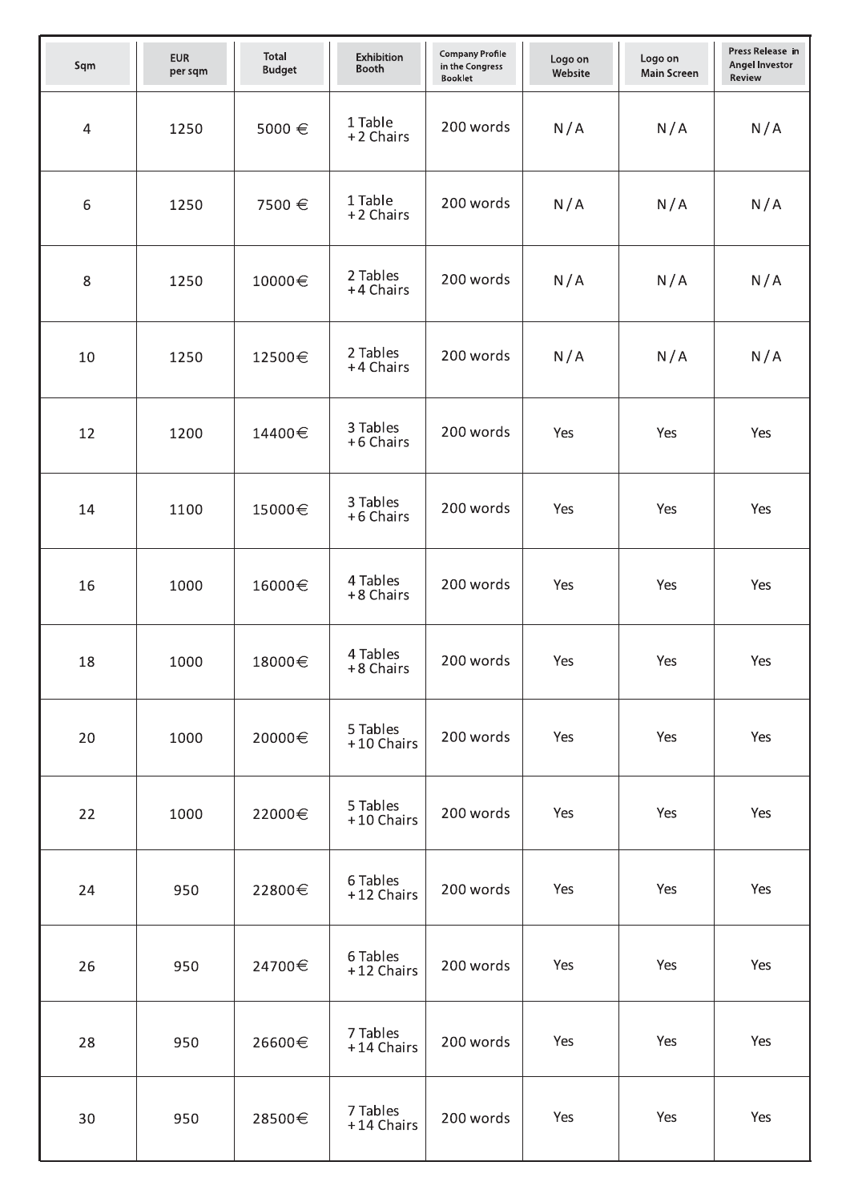| Sqm | EUR per sqm | Total Budget | Exhibition Booth | Company Profile in the Congress Booklet | Logo on Website | Logo on Main Screen | Press Release in Angel Investor Review |
|---|---|---|---|---|---|---|---|
| 4 | 1250 | 5000 € | 1 Table +2 Chairs | 200 words | N/A | N/A | N/A |
| 6 | 1250 | 7500 € | 1 Table +2 Chairs | 200 words | N/A | N/A | N/A |
| 8 | 1250 | 10000€ | 2 Tables +4 Chairs | 200 words | N/A | N/A | N/A |
| 10 | 1250 | 12500€ | 2 Tables +4 Chairs | 200 words | N/A | N/A | N/A |
| 12 | 1200 | 14400€ | 3 Tables +6 Chairs | 200 words | Yes | Yes | Yes |
| 14 | 1100 | 15000€ | 3 Tables +6 Chairs | 200 words | Yes | Yes | Yes |
| 16 | 1000 | 16000€ | 4 Tables +8 Chairs | 200 words | Yes | Yes | Yes |
| 18 | 1000 | 18000€ | 4 Tables +8 Chairs | 200 words | Yes | Yes | Yes |
| 20 | 1000 | 20000€ | 5 Tables +10 Chairs | 200 words | Yes | Yes | Yes |
| 22 | 1000 | 22000€ | 5 Tables +10 Chairs | 200 words | Yes | Yes | Yes |
| 24 | 950 | 22800€ | 6 Tables +12 Chairs | 200 words | Yes | Yes | Yes |
| 26 | 950 | 24700€ | 6 Tables +12 Chairs | 200 words | Yes | Yes | Yes |
| 28 | 950 | 26600€ | 7 Tables +14 Chairs | 200 words | Yes | Yes | Yes |
| 30 | 950 | 28500€ | 7 Tables +14 Chairs | 200 words | Yes | Yes | Yes |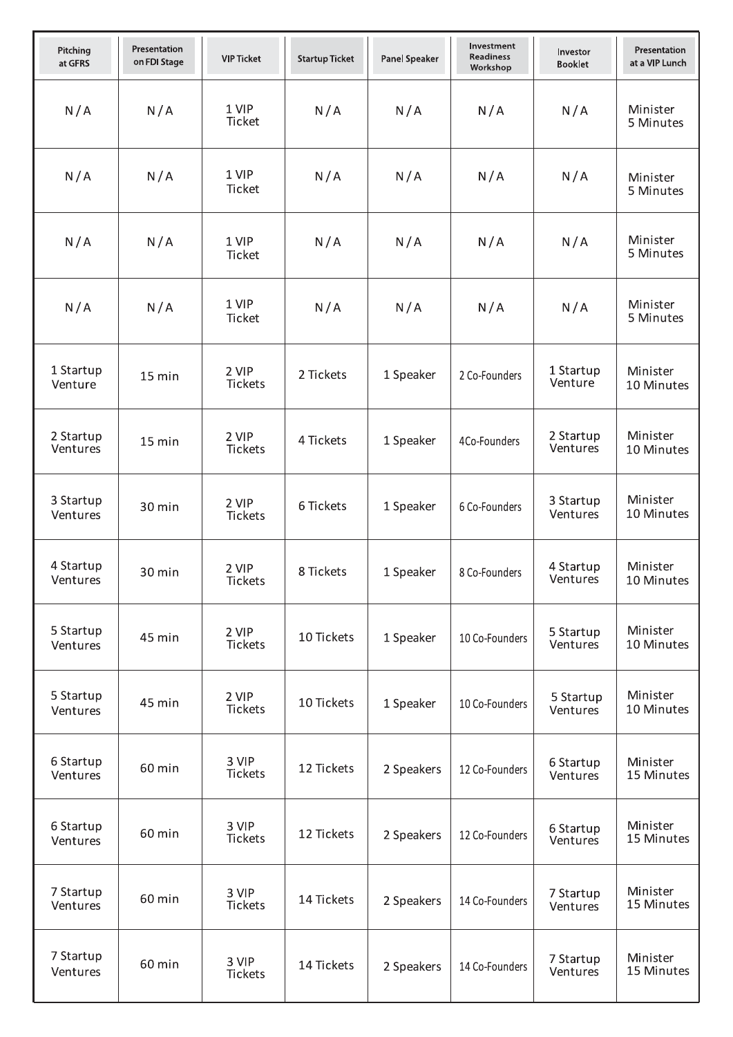| Pitching at GFRS | Presentation on FDI Stage | VIP Ticket | Startup Ticket | Panel Speaker | Investment Readiness Workshop | Investor Booklet | Presentation at a VIP Lunch |
|---|---|---|---|---|---|---|---|
| N / A | N / A | 1 VIP Ticket | N / A | N / A | N / A | N / A | Minister 5 Minutes |
| N / A | N / A | 1 VIP Ticket | N / A | N / A | N / A | N / A | Minister 5 Minutes |
| N / A | N / A | 1 VIP Ticket | N / A | N / A | N / A | N / A | Minister 5 Minutes |
| N / A | N / A | 1 VIP Ticket | N / A | N / A | N / A | N / A | Minister 5 Minutes |
| 1 Startup Venture | 15 min | 2 VIP Tickets | 2 Tickets | 1 Speaker | 2 Co-Founders | 1 Startup Venture | Minister 10 Minutes |
| 2 Startup Ventures | 15 min | 2 VIP Tickets | 4 Tickets | 1 Speaker | 4Co-Founders | 2 Startup Ventures | Minister 10 Minutes |
| 3 Startup Ventures | 30 min | 2 VIP Tickets | 6 Tickets | 1 Speaker | 6 Co-Founders | 3 Startup Ventures | Minister 10 Minutes |
| 4 Startup Ventures | 30 min | 2 VIP Tickets | 8 Tickets | 1 Speaker | 8 Co-Founders | 4 Startup Ventures | Minister 10 Minutes |
| 5 Startup Ventures | 45 min | 2 VIP Tickets | 10 Tickets | 1 Speaker | 10 Co-Founders | 5 Startup Ventures | Minister 10 Minutes |
| 5 Startup Ventures | 45 min | 2 VIP Tickets | 10 Tickets | 1 Speaker | 10 Co-Founders | 5 Startup Ventures | Minister 10 Minutes |
| 6 Startup Ventures | 60 min | 3 VIP Tickets | 12 Tickets | 2 Speakers | 12 Co-Founders | 6 Startup Ventures | Minister 15 Minutes |
| 6 Startup Ventures | 60 min | 3 VIP Tickets | 12 Tickets | 2 Speakers | 12 Co-Founders | 6 Startup Ventures | Minister 15 Minutes |
| 7 Startup Ventures | 60 min | 3 VIP Tickets | 14 Tickets | 2 Speakers | 14 Co-Founders | 7 Startup Ventures | Minister 15 Minutes |
| 7 Startup Ventures | 60 min | 3 VIP Tickets | 14 Tickets | 2 Speakers | 14 Co-Founders | 7 Startup Ventures | Minister 15 Minutes |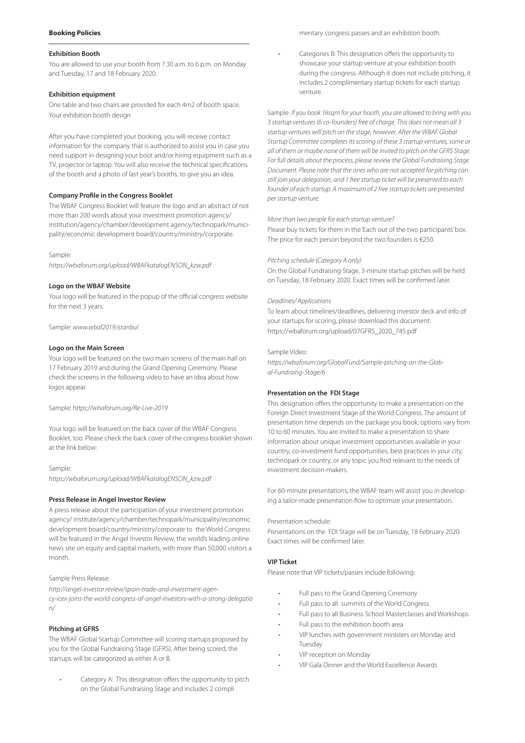## Booking Policies

### Exhibition Booth

You are allowed to use your booth from 7.30 a.m. to 6 p.m. on Monday and Tuesday, 17 and 18 February 2020.

### Exhibition equipment

One table and two chairs are provided for each 4m2 of booth space. Your exhibition booth design

After you have completed your booking, you will receive contact information for the company that is authorized to assist you in case you need support in designing your boot and/or hiring equipment such as a TV, projector or laptop. You will also receive the technical specifications of the booth and a photo of last year's booths, to give you an idea.

### Company Profile in the Congress Booklet

The WBAF Congress Booklet will feature the logo and an abstract of not more than 200 words about your investment promotion agency/ institution/agency/chamber/development agency/technopark/municipality/economic development board/country/ministry/corporate.

Sample:

*https://wbaforum.org/upload/WBAFkatalogENSON_kzw.pdf*

### Logo on the WBAF Website

Your logo will be featured in the popup of the official congress website for the next 3 years.

Sample: *www.wbaf2019.istanbul*

### Logo on the Main Screen

Your logo will be featured on the two main screens of the main hall on 17 February 2019 and during the Grand Opening Ceremony. Please check the screens in the following video to have an idea about how logos appear.

Sample: *https://wbaforum.org/Re-Live-2019*

Your logo will be featured on the back cover of the WBAF Congress Booklet, too. Please check the back cover of the congress booklet shown at the link below:

Sample:

*https://wbaforum.org/upload/WBAFkatalogENSON_kzw.pdf*

### Press Release in Angel Investor Review

A press release about the participation of your investment promotion agency/ institute/agency/chamber/technopark/municipality/economic development board/country/ministry/corporate to the World Congress will be featured in the Angel Investor Review, the world's leading online news site on equity and capital markets, with more than 50,000 visitors a month.

Sample Press Release:

*http://angel-investor.review/spain-trade-and-investment-agency-icex-joins-the-world-congress-of-angel-investors-with-a-strong-delegation/*

### Pitching at GFRS

The WBAF Global Startup Committee will scoring startups proposed by you for the Global Fundraising Stage (GFRS). After being scored, the startups will be categorized as either A or B.

- Category A: This designation offers the opportunity to pitch on the Global Fundraising Stage and includes 2 complimentary congress passes and an exhibition booth.
- Categories B: This designation offers the opportunity to showcase your startup venture at your exhibition booth during the congress. Although it does not include pitching, it includes 2 complimentary startup tickets for each startup venture.

Sample: *If you book 16sqm for your booth, you are allowed to bring with you 3 startup ventures (6 co-founders) free of charge. This does not mean all 3 startup ventures will pitch on the stage, however. After the WBAF Global Startup Committee completes its scoring of these 3 startup ventures, some or all of them or maybe none of them will be invited to pitch on the GFRS Stage. For full details about the process, please review the Global Fundraising Stage Document. Please note that the ones who are not accepted for pitching can still join your delegation, and 1 free startup ticket will be presented to each founder of each startup. A maximum of 2 free startup tickets are presented per startup venture.*

*More than two people for each startup venture?*

Please buy tickets for them in the 'Each out of the two participants' box. The price for each person beyond the two founders is €250.

*Pitching schedule (Category A only)*

On the Global Fundraising Stage, 3-minute startup pitches will be held on Tuesday, 18 February 2020. Exact times will be confirmed later.

*Deadlines/ Applications*

To learn about timelines/deadlines, delivering investor deck and info of your startups for scoring, please download this document: https://wbaforum.org/upload/07GFRS_2020_745.pdf

Sample Video:

*https://wbaforum.org/GlobalFund/Sample-pitching-on-the-Global-Fundraing-Stage/6*

### Presentation on the FDI Stage

This designation offers the opportunity to make a presentation on the Foreign Direct Investment Stage of the World Congress. The amount of presentation time depends on the package you book; options vary from 10 to 60 minutes. You are invited to make a presentation to share information about unique investment opportunities available in your country, co-investment fund opportunities, best practices in your city, technopark or country, or any topic you find relevant to the needs of investment decision-makers.

For 60-minute presentations, the WBAF team will assist you in developing a tailor-made presentation flow to optimize your presentation.

Presentation schedule:

Presentations on the FDI Stage will be on Tuesday, 18 February 2020. Exact times will be confirmed later.

### VIP Ticket

Please note that VIP tickets/passes include following:

- Full pass to the Grand Opening Ceremony
- Full pass to all summits of the World Congress
- Full pass to all Business School Masterclasses and Workshops
- Full pass to the exhibition booth area
- VIP lunches with government ministers on Monday and Tuesday
- VIP reception on Monday
- VIP Gala Dinner and the World Excellence Awards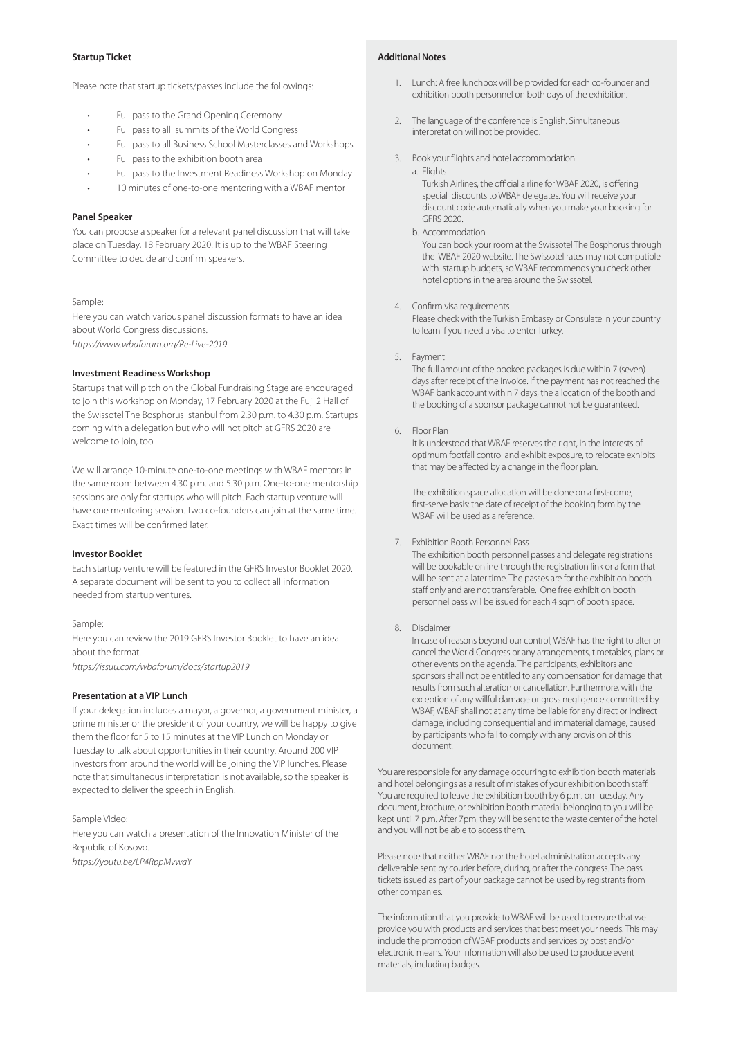**Startup Ticket**

Please note that startup tickets/passes include the followings:

- Full pass to the Grand Opening Ceremony
- Full pass to all summits of the World Congress
- Full pass to all Business School Masterclasses and Workshops
- Full pass to the exhibition booth area
- Full pass to the Investment Readiness Workshop on Monday
- 10 minutes of one-to-one mentoring with a WBAF mentor

**Panel Speaker**

You can propose a speaker for a relevant panel discussion that will take place on Tuesday, 18 February 2020. It is up to the WBAF Steering Committee to decide and confirm speakers.

Sample:

Here you can watch various panel discussion formats to have an idea about World Congress discussions.

*https://www.wbaforum.org/Re-Live-2019*

**Investment Readiness Workshop**

Startups that will pitch on the Global Fundraising Stage are encouraged to join this workshop on Monday, 17 February 2020 at the Fuji 2 Hall of the Swissotel The Bosphorus Istanbul from 2.30 p.m. to 4.30 p.m. Startups coming with a delegation but who will not pitch at GFRS 2020 are welcome to join, too.

We will arrange 10-minute one-to-one meetings with WBAF mentors in the same room between 4.30 p.m. and 5.30 p.m. One-to-one mentorship sessions are only for startups who will pitch. Each startup venture will have one mentoring session. Two co-founders can join at the same time. Exact times will be confirmed later.

**Investor Booklet**

Each startup venture will be featured in the GFRS Investor Booklet 2020. A separate document will be sent to you to collect all information needed from startup ventures.

Sample:

Here you can review the 2019 GFRS Investor Booklet to have an idea about the format.

*https://issuu.com/wbaforum/docs/startup2019*

**Presentation at a VIP Lunch**

If your delegation includes a mayor, a governor, a government minister, a prime minister or the president of your country, we will be happy to give them the floor for 5 to 15 minutes at the VIP Lunch on Monday or Tuesday to talk about opportunities in their country. Around 200 VIP investors from around the world will be joining the VIP lunches. Please note that simultaneous interpretation is not available, so the speaker is expected to deliver the speech in English.

Sample Video:

Here you can watch a presentation of the Innovation Minister of the Republic of Kosovo.

*https://youtu.be/LP4RppMvwaY*

**Additional Notes**

1. Lunch: A free lunchbox will be provided for each co-founder and exhibition booth personnel on both days of the exhibition.
2. The language of the conference is English. Simultaneous interpretation will not be provided.
3. Book your flights and hotel accommodation
   a. Flights
      Turkish Airlines, the official airline for WBAF 2020, is offering special discounts to WBAF delegates. You will receive your discount code automatically when you make your booking for GFRS 2020.
   b. Accommodation
      You can book your room at the Swissotel The Bosphorus through the WBAF 2020 website. The Swissotel rates may not compatible with startup budgets, so WBAF recommends you check other hotel options in the area around the Swissotel.
4. Confirm visa requirements
   Please check with the Turkish Embassy or Consulate in your country to learn if you need a visa to enter Turkey.
5. Payment
   The full amount of the booked packages is due within 7 (seven) days after receipt of the invoice. If the payment has not reached the WBAF bank account within 7 days, the allocation of the booth and the booking of a sponsor package cannot not be guaranteed.
6. Floor Plan
   It is understood that WBAF reserves the right, in the interests of optimum footfall control and exhibit exposure, to relocate exhibits that may be affected by a change in the floor plan.

   The exhibition space allocation will be done on a first-come, first-serve basis: the date of receipt of the booking form by the WBAF will be used as a reference.
7. Exhibition Booth Personnel Pass
   The exhibition booth personnel passes and delegate registrations will be bookable online through the registration link or a form that will be sent at a later time. The passes are for the exhibition booth staff only and are not transferable. One free exhibition booth personnel pass will be issued for each 4 sqm of booth space.
8. Disclaimer
   In case of reasons beyond our control, WBAF has the right to alter or cancel the World Congress or any arrangements, timetables, plans or other events on the agenda. The participants, exhibitors and sponsors shall not be entitled to any compensation for damage that results from such alteration or cancellation. Furthermore, with the exception of any willful damage or gross negligence committed by WBAF, WBAF shall not at any time be liable for any direct or indirect damage, including consequential and immaterial damage, caused by participants who fail to comply with any provision of this document.

You are responsible for any damage occurring to exhibition booth materials and hotel belongings as a result of mistakes of your exhibition booth staff. You are required to leave the exhibition booth by 6 p.m. on Tuesday. Any document, brochure, or exhibition booth material belonging to you will be kept until 7 p.m. After 7pm, they will be sent to the waste center of the hotel and you will not be able to access them.

Please note that neither WBAF nor the hotel administration accepts any deliverable sent by courier before, during, or after the congress. The pass tickets issued as part of your package cannot be used by registrants from other companies.

The information that you provide to WBAF will be used to ensure that we provide you with products and services that best meet your needs. This may include the promotion of WBAF products and services by post and/or electronic means. Your information will also be used to produce event materials, including badges.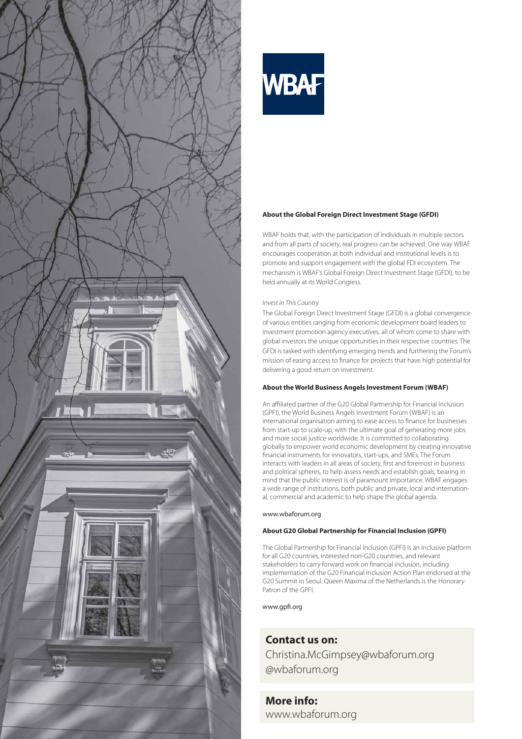WBAF

**About the Global Foreign Direct Investment Stage (GFDI)**

WBAF holds that, with the participation of individuals in multiple sectors and from all parts of society, real progress can be achieved. One way WBAF encourages cooperation at both individual and institutional levels is to promote and support engagement with the global FDI ecosystem. The mechanism is WBAF's Global Foreign Direct Investment Stage (GFDI), to be held annually at its World Congress.

*Invest in This Country*

The Global Foreign Direct Investment Stage (GFDI) is a global convergence of various entities ranging from economic development board leaders to investment promotion agency executives, all of whom come to share with global investors the unique opportunities in their respective countries. The GFDI is tasked with identifying emerging trends and furthering the Forum's mission of easing access to finance for projects that have high potential for delivering a good return on investment.

**About the World Business Angels Investment Forum (WBAF)**

An affiliated partner of the G20 Global Partnership for Financial Inclusion (GPFI), the World Business Angels Investment Forum (WBAF) is an international organisation aiming to ease access to finance for businesses from start-up to scale-up, with the ultimate goal of generating more jobs and more social justice worldwide. It is committed to collaborating globally to empower world economic development by creating innovative financial instruments for innovators, start-ups, and SMEs. The Forum interacts with leaders in all areas of society, first and foremost in business and political spheres, to help assess needs and establish goals, bearing in mind that the public interest is of paramount importance. WBAF engages a wide range of institutions, both public and private, local and international, commercial and academic to help shape the global agenda.

www.wbaforum.org

**About G20 Global Partnership for Financial Inclusion (GPFI)**

The Global Partnership for Financial Inclusion (GPFI) is an inclusive platform for all G20 countries, interested non-G20 countries, and relevant stakeholders to carry forward work on financial inclusion, including implementation of the G20 Financial Inclusion Action Plan endorsed at the G20 Summit in Seoul. Queen Maxima of the Netherlands is the Honorary Patron of the GPFI.

www.gpfi.org

**Contact us on:**
Christina.McGimpsey@wbaforum.org
@wbaforum.org

**More info:**
www.wbaforum.org